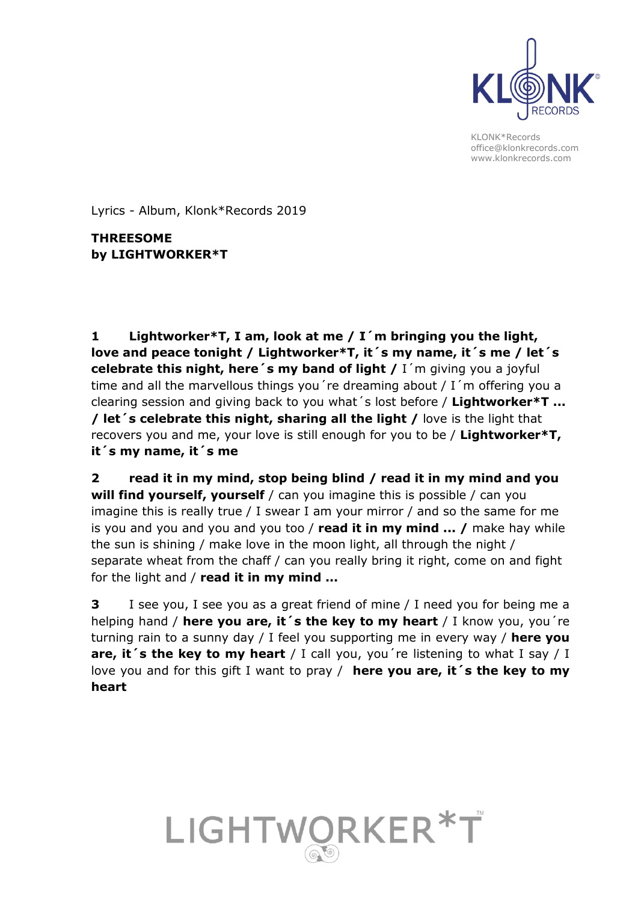KLONK*Records
office@klonkrecords.com
www.klonkrecords.com

Lyrics - Album, Klonk*Records 2019

**THREESOME**
**by LIGHTWORKER*T**

**1 Lightworker*T, I am, look at me / I´m bringing you the light, love and peace tonight / Lightworker*T, it´s my name, it´s me / let´s celebrate this night, here´s my band of light /** I´m giving you a joyful time and all the marvellous things you´re dreaming about / I´m offering you a clearing session and giving back to you what´s lost before / **Lightworker*T … / let´s celebrate this night, sharing all the light /** love is the light that recovers you and me, your love is still enough for you to be / **Lightworker*T, it´s my name, it´s me**

**2 read it in my mind, stop being blind / read it in my mind and you will find yourself, yourself** / can you imagine this is possible / can you imagine this is really true / I swear I am your mirror / and so the same for me is you and you and you and you too / **read it in my mind … /** make hay while the sun is shining / make love in the moon light, all through the night / separate wheat from the chaff / can you really bring it right, come on and fight for the light and / **read it in my mind …**

**3** I see you, I see you as a great friend of mine / I need you for being me a helping hand / **here you are, it´s the key to my heart** / I know you, you´re turning rain to a sunny day / I feel you supporting me in every way / **here you are, it´s the key to my heart** / I call you, you´re listening to what I say / I love you and for this gift I want to pray / **here you are, it´s the key to my heart**

LIGHTWORKER*T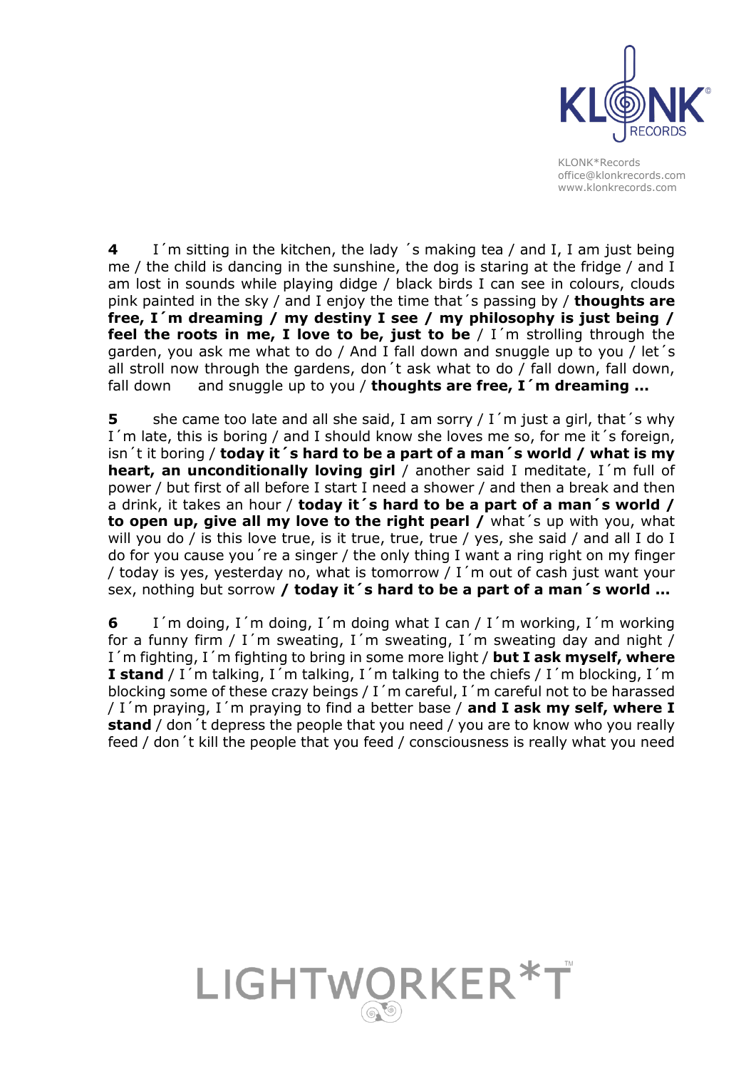**4** I´m sitting in the kitchen, the lady ´s making tea / and I, I am just being me / the child is dancing in the sunshine, the dog is staring at the fridge / and I am lost in sounds while playing didge / black birds I can see in colours, clouds pink painted in the sky / and I enjoy the time that´s passing by / **thoughts are free, I´m dreaming / my destiny I see / my philosophy is just being / feel the roots in me, I love to be, just to be** / I´m strolling through the garden, you ask me what to do / And I fall down and snuggle up to you / let´s all stroll now through the gardens, don´t ask what to do / fall down, fall down, fall down and snuggle up to you / **thoughts are free, I´m dreaming …**

**5** she came too late and all she said, I am sorry / I´m just a girl, that´s why I´m late, this is boring / and I should know she loves me so, for me it´s foreign, isn´t it boring / **today it´s hard to be a part of a man´s world / what is my heart, an unconditionally loving girl** / another said I meditate, I´m full of power / but first of all before I start I need a shower / and then a break and then a drink, it takes an hour / **today it´s hard to be a part of a man´s world / to open up, give all my love to the right pearl /** what´s up with you, what will you do / is this love true, is it true, true, true / yes, she said / and all I do I do for you cause you´re a singer / the only thing I want a ring right on my finger / today is yes, yesterday no, what is tomorrow / I´m out of cash just want your sex, nothing but sorrow **/ today it´s hard to be a part of a man´s world …**

**6** I´m doing, I´m doing, I´m doing what I can / I´m working, I´m working for a funny firm / I´m sweating, I´m sweating, I´m sweating day and night / I´m fighting, I´m fighting to bring in some more light / **but I ask myself, where I stand** / I´m talking, I´m talking, I´m talking to the chiefs / I´m blocking, I´m blocking some of these crazy beings / I´m careful, I´m careful not to be harassed / I´m praying, I´m praying to find a better base / **and I ask my self, where I stand** / don´t depress the people that you need / you are to know who you really feed / don´t kill the people that you feed / consciousness is really what you need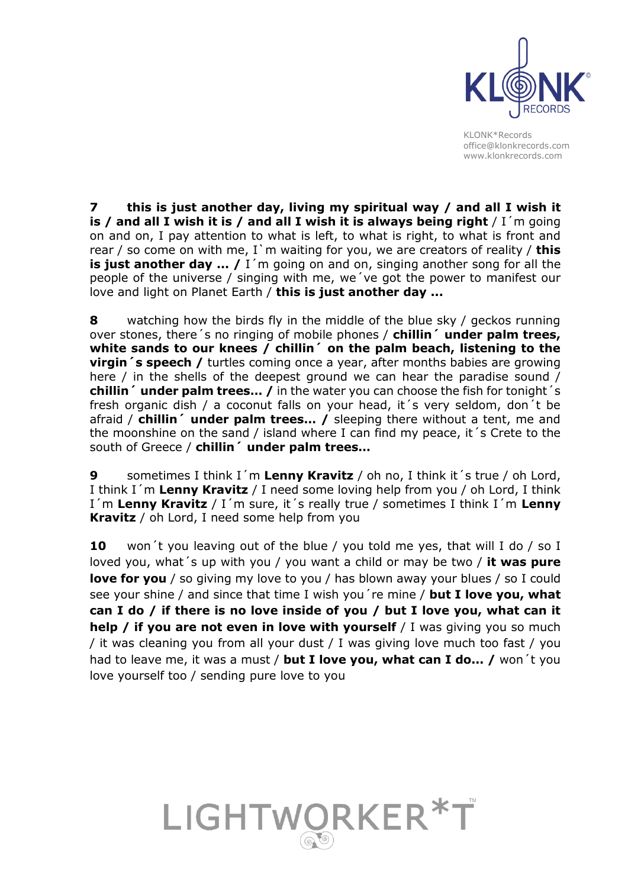**7** **this is just another day, living my spiritual way / and all I wish it is / and all I wish it is / and all I wish it is always being right** / I´m going on and on, I pay attention to what is left, to what is right, to what is front and rear / so come on with me, I`m waiting for you, we are creators of reality / **this is just another day ... /** I´m going on and on, singing another song for all the people of the universe / singing with me, we´ve got the power to manifest our love and light on Planet Earth / **this is just another day ...**

**8** watching how the birds fly in the middle of the blue sky / geckos running over stones, there´s no ringing of mobile phones / **chillin´ under palm trees, white sands to our knees / chillin´ on the palm beach, listening to the virgin´s speech /** turtles coming once a year, after months babies are growing here / in the shells of the deepest ground we can hear the paradise sound / **chillin´ under palm trees... /** in the water you can choose the fish for tonight´s fresh organic dish / a coconut falls on your head, it´s very seldom, don´t be afraid / **chillin´ under palm trees... /** sleeping there without a tent, me and the moonshine on the sand / island where I can find my peace, it´s Crete to the south of Greece / **chillin´ under palm trees...**

**9** sometimes I think I´m **Lenny Kravitz** / oh no, I think it´s true / oh Lord, I think I´m **Lenny Kravitz** / I need some loving help from you / oh Lord, I think I´m **Lenny Kravitz** / I´m sure, it´s really true / sometimes I think I´m **Lenny Kravitz** / oh Lord, I need some help from you

**10** won´t you leaving out of the blue / you told me yes, that will I do / so I loved you, what´s up with you / you want a child or may be two / **it was pure love for you** / so giving my love to you / has blown away your blues / so I could see your shine / and since that time I wish you´re mine / **but I love you, what can I do / if there is no love inside of you / but I love you, what can it help / if you are not even in love with yourself** / I was giving you so much / it was cleaning you from all your dust / I was giving love much too fast / you had to leave me, it was a must / **but I love you, what can I do... /** won´t you love yourself too / sending pure love to you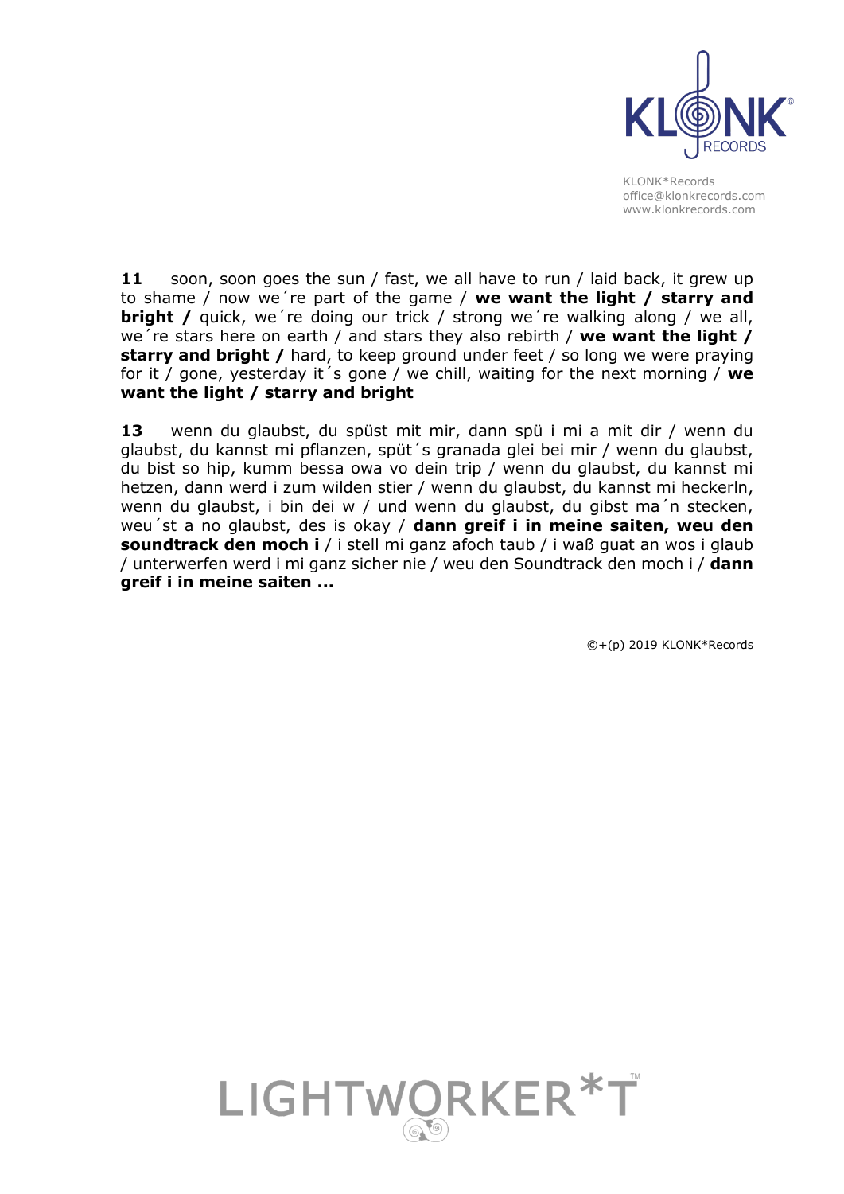KLONK*Records
office@klonkrecords.com
www.klonkrecords.com

**11** soon, soon goes the sun / fast, we all have to run / laid back, it grew up to shame / now we´re part of the game / **we want the light / starry and bright /** quick, we´re doing our trick / strong we´re walking along / we all, we´re stars here on earth / and stars they also rebirth / **we want the light / starry and bright /** hard, to keep ground under feet / so long we were praying for it / gone, yesterday it´s gone / we chill, waiting for the next morning / **we want the light / starry and bright**

**13** wenn du glaubst, du spüst mit mir, dann spü i mi a mit dir / wenn du glaubst, du kannst mi pflanzen, spüt´s granada glei bei mir / wenn du glaubst, du bist so hip, kumm bessa owa vo dein trip / wenn du glaubst, du kannst mi hetzen, dann werd i zum wilden stier / wenn du glaubst, du kannst mi heckerln, wenn du glaubst, i bin dei w / und wenn du glaubst, du gibst ma´n stecken, weu´st a no glaubst, des is okay / **dann greif i in meine saiten, weu den soundtrack den moch i** / i stell mi ganz afoch taub / i waß guat an wos i glaub / unterwerfen werd i mi ganz sicher nie / weu den Soundtrack den moch i / **dann greif i in meine saiten ...**

©+(p) 2019 KLONK*Records

LIGHTWORKER*T™